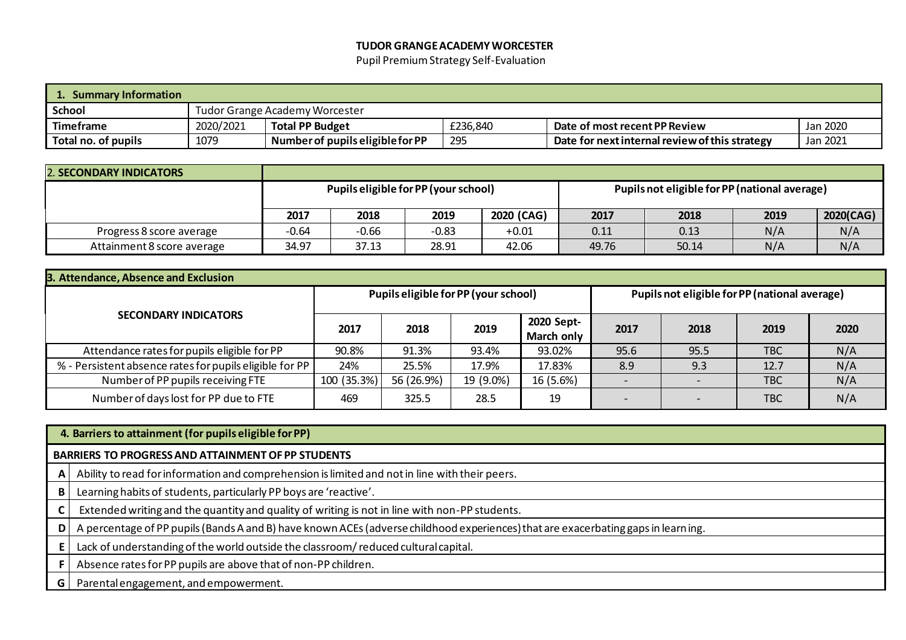# TUDOR GRANGE ACADEMY WORCESTER

Pupil Premium Strategy Self-Evaluation

| **1. Summary Information** | | | | | |
|---|---|---|---|---|---|
| **School** | Tudor Grange Academy Worcester | | | | |
| **Timeframe** | 2020/2021 | **Total PP Budget** | £236,840 | **Date of most recent PP Review** | Jan 2020 |
| **Total no. of pupils** | 1079 | **Number of pupils eligible for PP** | 295 | **Date for next internal review of this strategy** | Jan 2021 |

| **2. SECONDARY INDICATORS** | | | | | | | | |
|---|---|---|---|---|---|---|---|---|
| | **Pupils eligible for PP (your school)** | | | | **Pupils not eligible for PP (national average)** | | | |
| | **2017** | **2018** | **2019** | **2020 (CAG)** | **2017** | **2018** | **2019** | **2020(CAG)** |
| Progress 8 score average | -0.64 | -0.66 | -0.83 | +0.01 | 0.11 | 0.13 | N/A | N/A |
| Attainment 8 score average | 34.97 | 37.13 | 28.91 | 42.06 | 49.76 | 50.14 | N/A | N/A |

| **3. Attendance, Absence and Exclusion** | | | | | | | | |
|---|---|---|---|---|---|---|---|---|
| **SECONDARY INDICATORS** | **Pupils eligible for PP (your school)** | | | | **Pupils not eligible for PP (national average)** | | | |
| | **2017** | **2018** | **2019** | **2020 Sept-March only** | **2017** | **2018** | **2019** | **2020** |
| Attendance rates for pupils eligible for PP | 90.8% | 91.3% | 93.4% | 93.02% | 95.6 | 95.5 | TBC | N/A |
| % - Persistent absence rates for pupils eligible for PP | 24% | 25.5% | 17.9% | 17.83% | 8.9 | 9.3 | 12.7 | N/A |
| Number of PP pupils receiving FTE | 100 (35.3%) | 56 (26.9%) | 19 (9.0%) | 16 (5.6%) | - | - | TBC | N/A |
| Number of days lost for PP due to FTE | 469 | 325.5 | 28.5 | 19 | - | - | TBC | N/A |

| **4. Barriers to attainment (for pupils eligible for PP)** | |
|---|---|
| **BARRIERS TO PROGRESS AND ATTAINMENT OF PP STUDENTS** | |
| **A** | Ability to read for information and comprehension is limited and not in line with their peers. |
| **B** | Learning habits of students, particularly PP boys are 'reactive'. |
| **C** | Extended writing and the quantity and quality of writing is not in line with non-PP students. |
| **D** | A percentage of PP pupils (Bands A and B) have known ACEs (adverse childhood experiences) that are exacerbating gaps in learning. |
| **E** | Lack of understanding of the world outside the classroom/ reduced cultural capital. |
| **F** | Absence rates for PP pupils are above that of non-PP children. |
| **G** | Parental engagement, and empowerment. |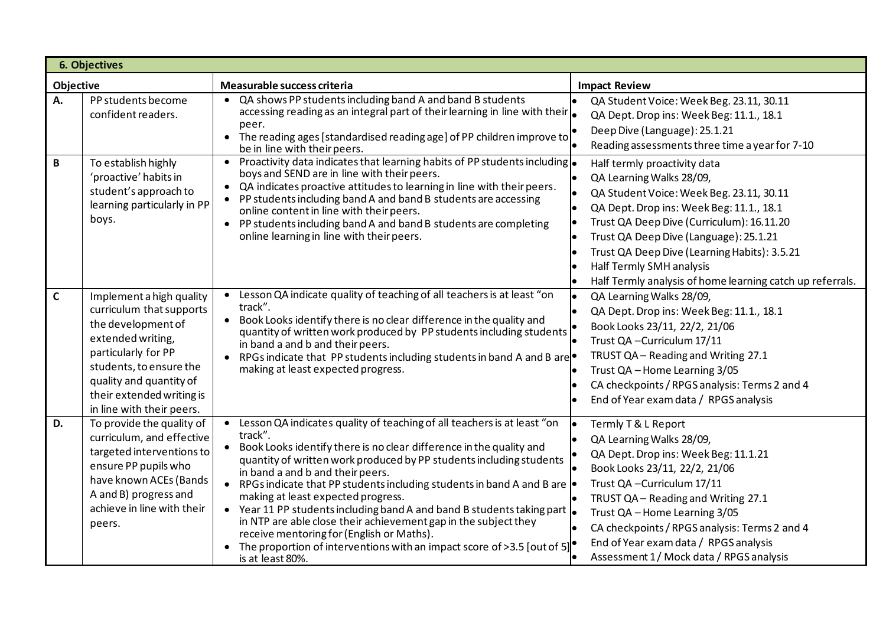| 6. Objectives | | | |
|---|---|---|---|
| **Objective** | | **Measurable success criteria** | **Impact Review** |
| **A.** | PP students become confident readers. | • QA shows PP students including band A and band B students accessing reading as an integral part of their learning in line with their peer.<br>• The reading ages [standardised reading age] of PP children improve to be in line with their peers. | • QA Student Voice: Week Beg. 23.11, 30.11<br>• QA Dept. Drop ins: Week Beg: 11.1., 18.1<br>• Deep Dive (Language): 25.1.21<br>• Reading assessments three time a year for 7-10 |
| **B** | To establish highly 'proactive' habits in student's approach to learning particularly in PP boys. | • Proactivity data indicates that learning habits of PP students including boys and SEND are in line with their peers.<br>• QA indicates proactive attitudes to learning in line with their peers.<br>• PP students including band A and band B students are accessing online content in line with their peers.<br>• PP students including band A and band B students are completing online learning in line with their peers. | • Half termly proactivity data<br>• QA Learning Walks 28/09,<br>• QA Student Voice: Week Beg. 23.11, 30.11<br>• QA Dept. Drop ins: Week Beg: 11.1., 18.1<br>• Trust QA Deep Dive (Curriculum): 16.11.20<br>• Trust QA Deep Dive (Language): 25.1.21<br>• Trust QA Deep Dive (Learning Habits): 3.5.21<br>• Half Termly SMH analysis<br>• Half Termly analysis of home learning catch up referrals. |
| **C** | Implement a high quality curriculum that supports the development of extended writing, particularly for PP students, to ensure the quality and quantity of their extended writing is in line with their peers. | • Lesson QA indicate quality of teaching of all teachers is at least "on track".<br>• Book Looks identify there is no clear difference in the quality and quantity of written work produced by PP students including students in band a and b and their peers.<br>• RPGs indicate that PP students including students in band A and B are making at least expected progress. | • QA Learning Walks 28/09,<br>• QA Dept. Drop ins: Week Beg: 11.1., 18.1<br>• Book Looks 23/11, 22/2, 21/06<br>• Trust QA –Curriculum 17/11<br>• TRUST QA – Reading and Writing 27.1<br>• Trust QA – Home Learning 3/05<br>• CA checkpoints / RPGS analysis: Terms 2 and 4<br>• End of Year exam data / RPGS analysis |
| **D.** | To provide the quality of curriculum, and effective targeted interventions to ensure PP pupils who have known ACEs (Bands A and B) progress and achieve in line with their peers. | • Lesson QA indicates quality of teaching of all teachers is at least "on track".<br>• Book Looks identify there is no clear difference in the quality and quantity of written work produced by PP students including students in band a and b and their peers.<br>• RPGs indicate that PP students including students in band A and B are making at least expected progress.<br>• Year 11 PP students including band A and band B students taking part in NTP are able close their achievement gap in the subject they receive mentoring for (English or Maths).<br>• The proportion of interventions with an impact score of >3.5 [out of 5] is at least 80%. | • Termly T & L Report<br>• QA Learning Walks 28/09,<br>• QA Dept. Drop ins: Week Beg: 11.1.21<br>• Book Looks 23/11, 22/2, 21/06<br>• Trust QA –Curriculum 17/11<br>• TRUST QA – Reading and Writing 27.1<br>• Trust QA – Home Learning 3/05<br>• CA checkpoints / RPGS analysis: Terms 2 and 4<br>• End of Year exam data / RPGS analysis<br>• Assessment 1 / Mock data / RPGS analysis |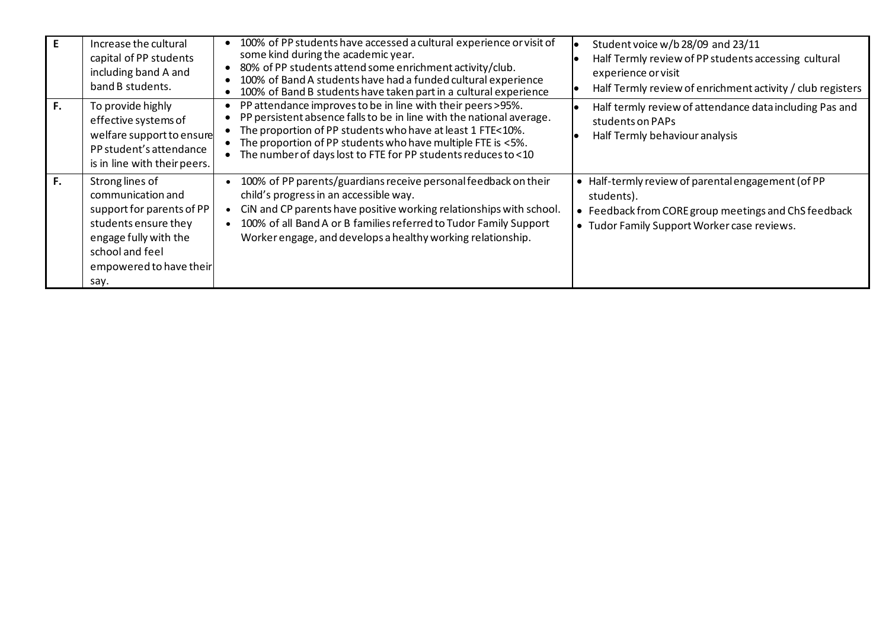| E | Increase the cultural capital of PP students including band A and band B students. | • 100% of PP students have accessed a cultural experience or visit of some kind during the academic year.<br>• 80% of PP students attend some enrichment activity/club.<br>• 100% of Band A students have had a funded cultural experience<br>• 100% of Band B students have taken part in a cultural experience | • Student voice w/b 28/09 and 23/11<br>• Half Termly review of PP students accessing cultural experience or visit<br>• Half Termly review of enrichment activity / club registers |
|---|---|---|---|
| F. | To provide highly effective systems of welfare support to ensure PP student's attendance is in line with their peers. | • PP attendance improves to be in line with their peers >95%.<br>• PP persistent absence falls to be in line with the national average.<br>• The proportion of PP students who have at least 1 FTE<10%.<br>• The proportion of PP students who have multiple FTE is <5%.<br>• The number of days lost to FTE for PP students reduces to <10 | • Half termly review of attendance data including Pas and students on PAPs<br>• Half Termly behaviour analysis |
| F. | Strong lines of communication and support for parents of PP students ensure they engage fully with the school and feel empowered to have their say. | • 100% of PP parents/guardians receive personal feedback on their child's progress in an accessible way.<br>• CiN and CP parents have positive working relationships with school.<br>• 100% of all Band A or B families referred to Tudor Family Support Worker engage, and develops a healthy working relationship. | • Half-termly review of parental engagement (of PP students).<br>• Feedback from CORE group meetings and ChS feedback<br>• Tudor Family Support Worker case reviews. |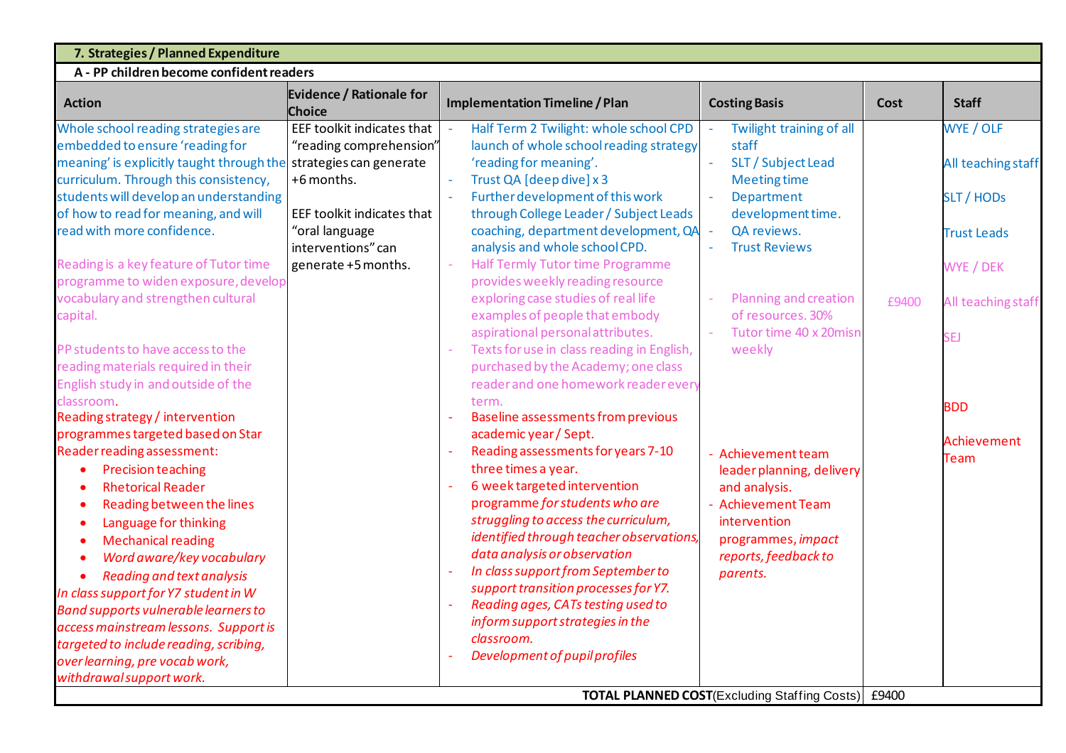## 7. Strategies / Planned Expenditure

### A - PP children become confident readers

| Action | Evidence / Rationale for Choice | Implementation Timeline / Plan | Costing Basis | Cost | Staff |
|---|---|---|---|---|---|
| Whole school reading strategies are embedded to ensure 'reading for meaning' is explicitly taught through the curriculum. Through this consistency, students will develop an understanding of how to read for meaning, and will read with more confidence.<br><br>Reading is a key feature of Tutor time programme to widen exposure, develop vocabulary and strengthen cultural capital.<br><br>PP students to have access to the reading materials required in their English study in and outside of the classroom.<br>Reading strategy / intervention programmes targeted based on Star Reader reading assessment:<br>• Precision teaching<br>• Rhetorical Reader<br>• Reading between the lines<br>• Language for thinking<br>• Mechanical reading<br>• *Word aware/key vocabulary*<br>• *Reading and text analysis*<br>*In class support for Y7 student in W Band supports vulnerable learners to access mainstream lessons. Support is targeted to include reading, scribing, over learning, pre vocab work, withdrawal support work.* | EEF toolkit indicates that "reading comprehension" strategies can generate +6 months.<br><br>EEF toolkit indicates that "oral language interventions" can generate +5 months. | - Half Term 2 Twilight: whole school CPD launch of whole school reading strategy 'reading for meaning'.<br>- Trust QA [deep dive] x 3<br>- Further development of this work through College Leader / Subject Leads coaching, department development, QA analysis and whole school CPD.<br>- Half Termly Tutor time Programme provides weekly reading resource exploring case studies of real life examples of people that embody aspirational personal attributes.<br>- Texts for use in class reading in English, purchased by the Academy; one class reader and one homework reader every term.<br>- Baseline assessments from previous academic year / Sept.<br>- Reading assessments for years 7-10 three times a year.<br>- 6 week targeted intervention programme *for students who are struggling to access the curriculum, identified through teacher observations, data analysis or observation*<br>- *In class support from September to support transition processes for Y7.*<br>- *Reading ages, CATs testing used to inform support strategies in the classroom.*<br>- *Development of pupil profiles* | - Twilight training of all staff<br>- SLT / Subject Lead Meeting time<br>- Department development time.<br>- QA reviews.<br>- Trust Reviews<br><br>- Planning and creation of resources. 30%<br>- Tutor time 40 x 20misn weekly<br><br>- Achievement team leader planning, delivery and analysis.<br>- Achievement Team intervention programmes, *impact reports, feedback to parents.* | £9400 | WYE / OLF<br><br>All teaching staff<br><br>SLT / HODs<br><br>Trust Leads<br><br>WYE / DEK<br><br>All teaching staff<br><br>SEJ<br><br>BDD<br><br>Achievement Team |
| | | | **TOTAL PLANNED COST** (Excluding Staffing Costs) | £9400 | |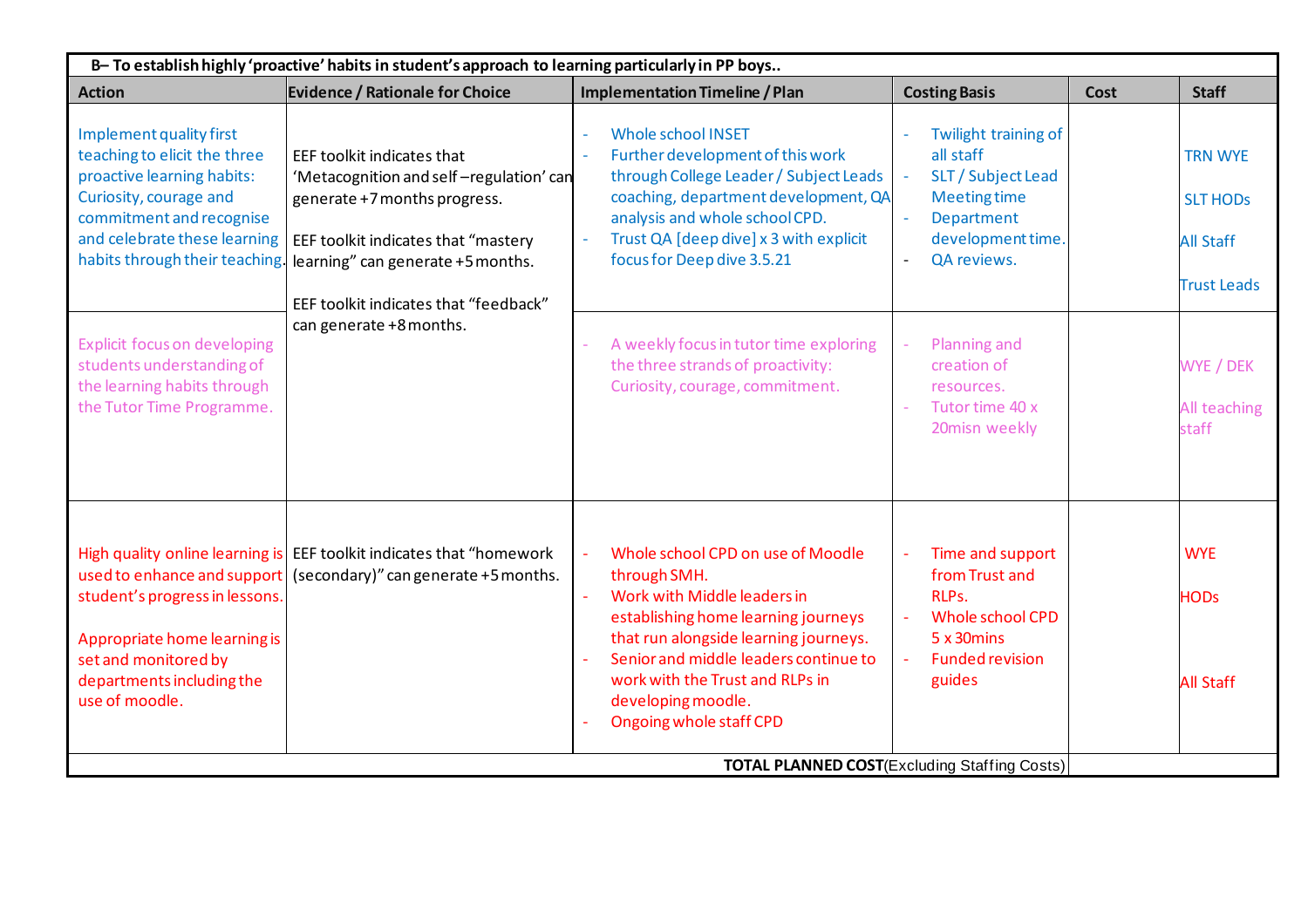| B– To establish highly 'proactive' habits in student's approach to learning particularly in PP boys.. | | | | | |
|---|---|---|---|---|---|
| **Action** | **Evidence / Rationale for Choice** | **Implementation Timeline / Plan** | **Costing Basis** | **Cost** | **Staff** |
| Implement quality first teaching to elicit the three proactive learning habits: Curiosity, courage and commitment and recognise and celebrate these learning habits through their teaching. | EEF toolkit indicates that 'Metacognition and self –regulation' can generate +7 months progress.<br><br>EEF toolkit indicates that "mastery learning" can generate +5 months.<br><br>EEF toolkit indicates that "feedback" can generate +8 months. | - Whole school INSET<br>- Further development of this work through College Leader / Subject Leads coaching, department development, QA analysis and whole school CPD.<br>- Trust QA [deep dive] x 3 with explicit focus for Deep dive 3.5.21 | - Twilight training of all staff<br>- SLT / Subject Lead Meeting time<br>- Department development time.<br>- QA reviews. | | TRN WYE<br><br>SLT HODs<br><br>All Staff<br><br>Trust Leads |
| Explicit focus on developing students understanding of the learning habits through the Tutor Time Programme. | | - A weekly focus in tutor time exploring the three strands of proactivity: Curiosity, courage, commitment. | - Planning and creation of resources.<br>- Tutor time 40 x 20misn weekly | | WYE / DEK<br><br>All teaching staff |
| High quality online learning is used to enhance and support student's progress in lessons.<br><br>Appropriate home learning is set and monitored by departments including the use of moodle. | EEF toolkit indicates that "homework (secondary)" can generate +5 months. | - Whole school CPD on use of Moodle through SMH.<br>- Work with Middle leaders in establishing home learning journeys that run alongside learning journeys.<br>- Senior and middle leaders continue to work with the Trust and RLPs in developing moodle.<br>- Ongoing whole staff CPD | - Time and support from Trust and RLPs.<br>- Whole school CPD 5 x 30mins<br>- Funded revision guides | | WYE<br><br>HODs<br><br>All Staff |
| | | | **TOTAL PLANNED COST** (Excluding Staffing Costs) | | |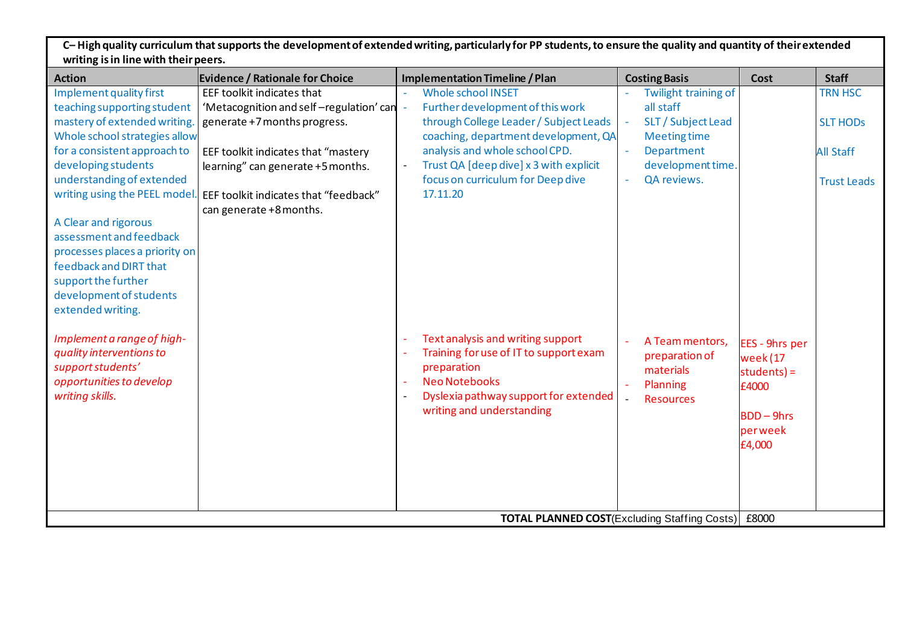| C– High quality curriculum that supports the development of extended writing, particularly for PP students, to ensure the quality and quantity of their extended writing is in line with their peers. | | | | | |
|---|---|---|---|---|---|
| **Action** | **Evidence / Rationale for Choice** | **Implementation Timeline / Plan** | **Costing Basis** | **Cost** | **Staff** |
| Implement quality first teaching supporting student mastery of extended writing. Whole school strategies allow for a consistent approach to developing students understanding of extended writing using the PEEL model.<br><br>A Clear and rigorous assessment and feedback processes places a priority on feedback and DIRT that support the further development of students extended writing. | EEF toolkit indicates that 'Metacognition and self –regulation' can generate +7 months progress.<br><br>EEF toolkit indicates that "mastery learning" can generate +5 months.<br><br>EEF toolkit indicates that "feedback" can generate +8 months. | - Whole school INSET<br>- Further development of this work through College Leader / Subject Leads coaching, department development, QA analysis and whole school CPD.<br>- Trust QA [deep dive] x 3 with explicit focus on curriculum for Deep dive 17.11.20 | - Twilight training of all staff<br>- SLT / Subject Lead Meeting time<br>- Department development time.<br>- QA reviews. | | TRN HSC<br><br>SLT HODs<br><br>All Staff<br><br>Trust Leads |
| *Implement a range of high-quality interventions to support students' opportunities to develop writing skills.* | | - Text analysis and writing support<br>- Training for use of IT to support exam preparation<br>- Neo Notebooks<br>- Dyslexia pathway support for extended writing and understanding | - A Team mentors, preparation of materials<br>- Planning<br>- Resources | EES - 9hrs per week (17 students) = £4000<br><br>BDD – 9hrs per week £4,000 | |
| | | | **TOTAL PLANNED COST** (Excluding Staffing Costs) | £8000 | |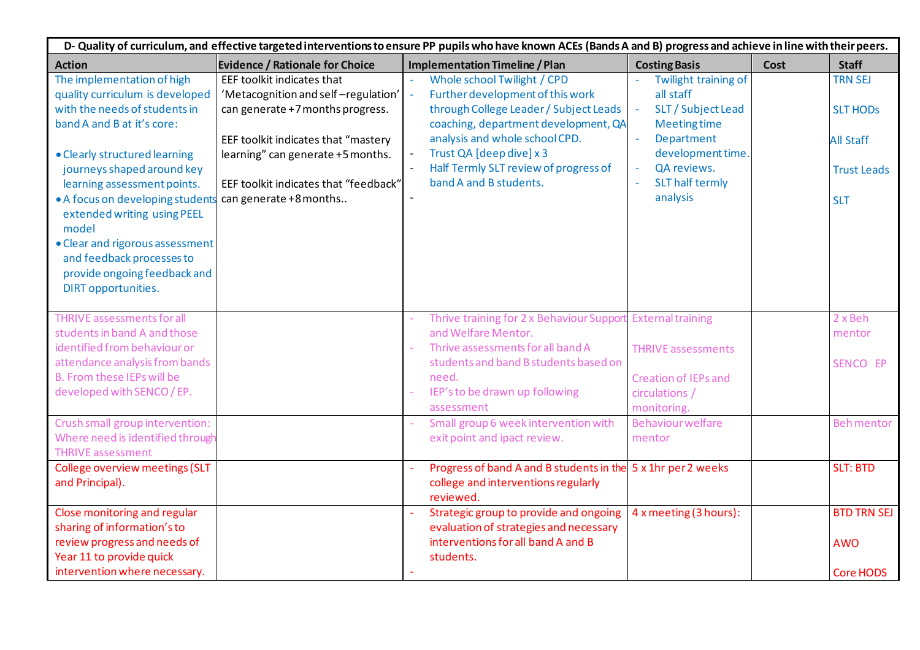| D- Quality of curriculum, and effective targeted interventions to ensure PP pupils who have known ACEs (Bands A and B) progress and achieve in line with their peers. | | | | | |
|---|---|---|---|---|---|
| **Action** | **Evidence / Rationale for Choice** | **Implementation Timeline / Plan** | **Costing Basis** | **Cost** | **Staff** |
| The implementation of high quality curriculum is developed with the needs of students in band A and B at it's core:<br>• Clearly structured learning journeys shaped around key learning assessment points.<br>• A focus on developing students extended writing using PEEL model<br>• Clear and rigorous assessment and feedback processes to provide ongoing feedback and DIRT opportunities. | EEF toolkit indicates that 'Metacognition and self –regulation' can generate +7 months progress.<br><br>EEF toolkit indicates that "mastery learning" can generate +5 months.<br><br>EEF toolkit indicates that "feedback" can generate +8 months.. | - Whole school Twilight / CPD<br>- Further development of this work through College Leader / Subject Leads coaching, department development, QA analysis and whole school CPD.<br>- Trust QA [deep dive] x 3<br>- Half Termly SLT review of progress of band A and B students.<br>- | - Twilight training of all staff<br>- SLT / Subject Lead Meeting time<br>- Department development time.<br>- QA reviews.<br>- SLT half termly analysis | | TRN SEJ<br><br>SLT HODs<br><br>All Staff<br><br>Trust Leads<br><br>SLT |
| THRIVE assessments for all students in band A and those identified from behaviour or attendance analysis from bands B. From these IEPs will be developed with SENCO / EP. | | - Thrive training for 2 x Behaviour Support and Welfare Mentor.<br>- Thrive assessments for all band A students and band B students based on need.<br>- IEP's to be drawn up following assessment | External training<br><br>THRIVE assessments<br><br>Creation of IEPs and circulations / monitoring. | | 2 x Beh mentor<br><br>SENCO EP |
| Crush small group intervention: Where need is identified through THRIVE assessment | | - Small group 6 week intervention with exit point and ipact review. | Behaviour welfare mentor | | Beh mentor |
| College overview meetings (SLT and Principal). | | - Progress of band A and B students in the college and interventions regularly reviewed. | 5 x 1hr per 2 weeks | | SLT: BTD |
| Close monitoring and regular sharing of information's to review progress and needs of Year 11 to provide quick intervention where necessary. | | - Strategic group to provide and ongoing evaluation of strategies and necessary interventions for all band A and B students.<br>- | 4 x meeting (3 hours): | | BTD TRN SEJ<br><br>AWO<br><br>Core HODS |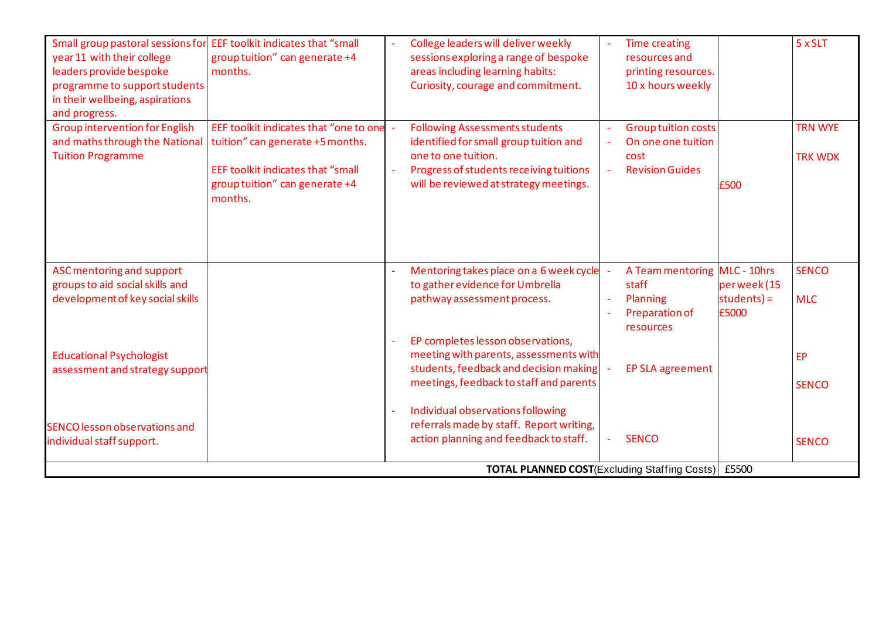| | | | | | |
|---|---|---|---|---|---|
| Small group pastoral sessions for year 11 with their college leaders provide bespoke programme to support students in their wellbeing, aspirations and progress. | EEF toolkit indicates that "small group tuition" can generate +4 months. | - College leaders will deliver weekly sessions exploring a range of bespoke areas including learning habits: Curiosity, courage and commitment. | - Time creating resources and printing resources. 10 x hours weekly | | 5 x SLT |
| Group intervention for English and maths through the National Tuition Programme | EEF toolkit indicates that "one to one tuition" can generate +5 months.<br><br>EEF toolkit indicates that "small group tuition" can generate +4 months. | - Following Assessments students identified for small group tuition and one to one tuition.<br>- Progress of students receiving tuitions will be reviewed at strategy meetings. | - Group tuition costs<br>- On one one tuition cost<br>- Revision Guides | £500 | TRN WYE<br><br>TRK WDK |
| ASC mentoring and support groups to aid social skills and development of key social skills<br><br>Educational Psychologist assessment and strategy support<br><br>SENCO lesson observations and individual staff support. | | - Mentoring takes place on a 6 week cycle to gather evidence for Umbrella pathway assessment process.<br><br>- EP completes lesson observations, meeting with parents, assessments with students, feedback and decision making meetings, feedback to staff and parents<br><br>- Individual observations following referrals made by staff. Report writing, action planning and feedback to staff. | - A Team mentoring staff<br>- Planning<br>- Preparation of resources<br><br>- EP SLA agreement<br><br>- SENCO | MLC - 10hrs per week (15 students) = £5000 | SENCO<br><br>MLC<br><br>EP<br><br>SENCO<br><br>SENCO |
| | | | **TOTAL PLANNED COST**(Excluding Staffing Costs) | £5500 | |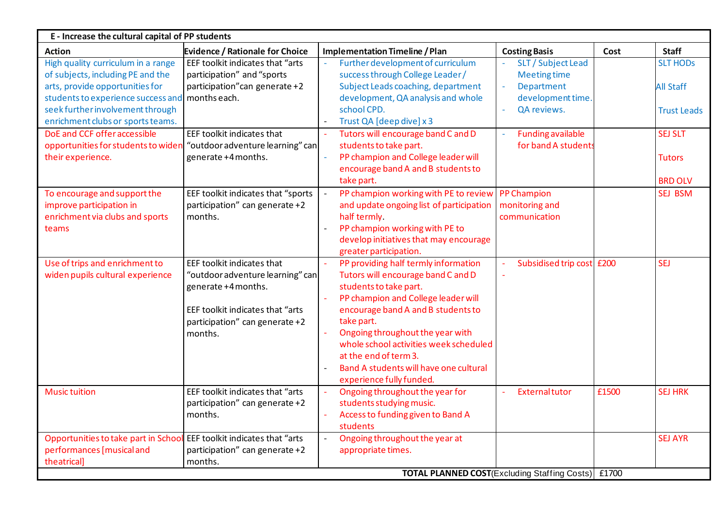| E - Increase the cultural capital of PP students | | | | | |
|---|---|---|---|---|---|
| **Action** | **Evidence / Rationale for Choice** | **Implementation Timeline / Plan** | **Costing Basis** | **Cost** | **Staff** |
| High quality curriculum in a range of subjects, including PE and the arts, provide opportunities for students to experience success and seek further involvement through enrichment clubs or sports teams. | EEF toolkit indicates that "arts participation" and "sports participation" can generate +2 months each. | - Further development of curriculum success through College Leader / Subject Leads coaching, department development, QA analysis and whole school CPD.<br>- Trust QA [deep dive] x 3 | - SLT / Subject Lead Meeting time<br>- Department development time.<br>- QA reviews. | | SLT HODs<br><br>All Staff<br><br>Trust Leads |
| DoE and CCF offer accessible opportunities for students to widen their experience. | EEF toolkit indicates that "outdoor adventure learning" can generate +4 months. | - Tutors will encourage band C and D students to take part.<br>- PP champion and College leader will encourage band A and B students to take part. | - Funding available for band A students | | SEJ SLT<br><br>Tutors<br><br>BRD OLV |
| To encourage and support the improve participation in enrichment via clubs and sports teams | EEF toolkit indicates that "sports participation" can generate +2 months. | - PP champion working with PE to review and update ongoing list of participation half termly.<br>- PP champion working with PE to develop initiatives that may encourage greater participation. | PP Champion monitoring and communication | | SEJ BSM |
| Use of trips and enrichment to widen pupils cultural experience | EEF toolkit indicates that "outdoor adventure learning" can generate +4 months.<br><br>EEF toolkit indicates that "arts participation" can generate +2 months. | - PP providing half termly information Tutors will encourage band C and D students to take part.<br>- PP champion and College leader will encourage band A and B students to take part.<br>- Ongoing throughout the year with whole school activities week scheduled at the end of term 3.<br>- Band A students will have one cultural experience fully funded. | - Subsidised trip cost<br>- | £200 | SEJ |
| Music tuition | EEF toolkit indicates that "arts participation" can generate +2 months. | - Ongoing throughout the year for students studying music.<br>- Access to funding given to Band A students | - External tutor | £1500 | SEJ HRK |
| Opportunities to take part in School performances [musical and theatrical] | EEF toolkit indicates that "arts participation" can generate +2 months. | - Ongoing throughout the year at appropriate times. | | | SEJ AYR |
| | | | **TOTAL PLANNED COST** (Excluding Staffing Costs) | £1700 | |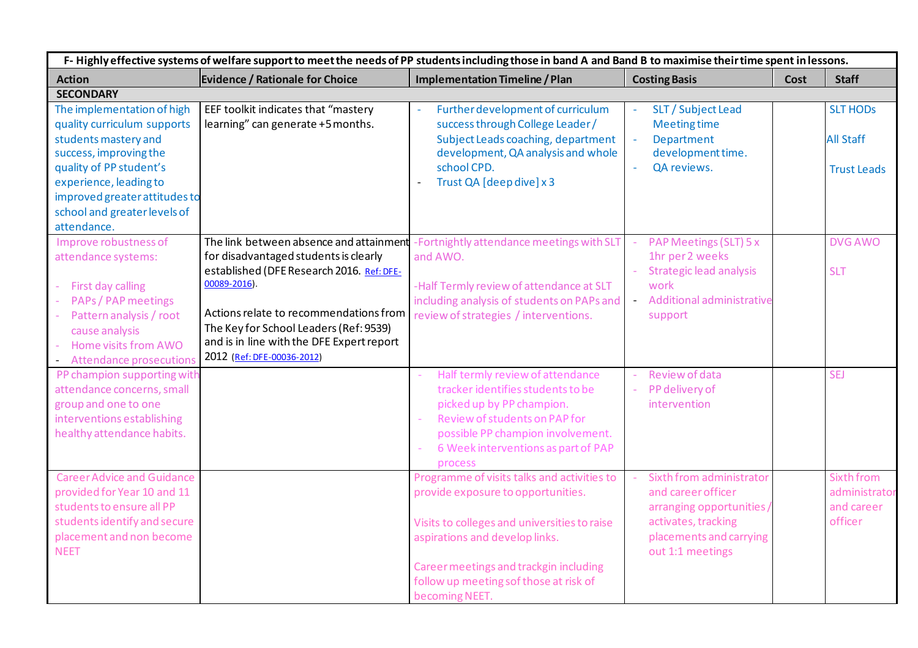| F- Highly effective systems of welfare support to meet the needs of PP students including those in band A and Band B to maximise their time spent in lessons. | | | | | |
|---|---|---|---|---|---|
| **Action** | **Evidence / Rationale for Choice** | **Implementation Timeline / Plan** | **Costing Basis** | **Cost** | **Staff** |
| **SECONDARY** | | | | | |
| The implementation of high quality curriculum supports students mastery and success, improving the quality of PP student's experience, leading to improved greater attitudes to school and greater levels of attendance. | EEF toolkit indicates that "mastery learning" can generate +5 months. | - Further development of curriculum success through College Leader / Subject Leads coaching, department development, QA analysis and whole school CPD.<br>- Trust QA [deep dive] x 3 | - SLT / Subject Lead Meeting time<br>- Department development time.<br>- QA reviews. | | SLT HODs<br><br>All Staff<br><br>Trust Leads |
| Improve robustness of attendance systems:<br><br>- First day calling<br>- PAPs / PAP meetings<br>- Pattern analysis / root cause analysis<br>- Home visits from AWO<br>- Attendance prosecutions | The link between absence and attainment for disadvantaged students is clearly established (DFE Research 2016. Ref: DFE-00089-2016).<br><br>Actions relate to recommendations from The Key for School Leaders (Ref: 9539) and is in line with the DFE Expert report 2012 (Ref: DFE-00036-2012) | -Fortnightly attendance meetings with SLT and AWO.<br><br>-Half Termly review of attendance at SLT including analysis of students on PAPs and review of strategies / interventions. | - PAP Meetings (SLT) 5 x 1hr per 2 weeks<br>- Strategic lead analysis work<br>- Additional administrative support | | DVG AWO<br><br>SLT |
| PP champion supporting with attendance concerns, small group and one to one interventions establishing healthy attendance habits. | | - Half termly review of attendance tracker identifies students to be picked up by PP champion.<br>- Review of students on PAP for possible PP champion involvement.<br>- 6 Week interventions as part of PAP process | - Review of data<br>- PP delivery of intervention | | SEJ |
| Career Advice and Guidance provided for Year 10 and 11 students to ensure all PP students identify and secure placement and non become NEET | | Programme of visits talks and activities to provide exposure to opportunities.<br><br>Visits to colleges and universities to raise aspirations and develop links.<br><br>Career meetings and trackgin including follow up meeting sof those at risk of becoming NEET. | - Sixth from administrator and career officer arranging opportunities / activates, tracking placements and carrying out 1:1 meetings | | Sixth from administrator and career officer |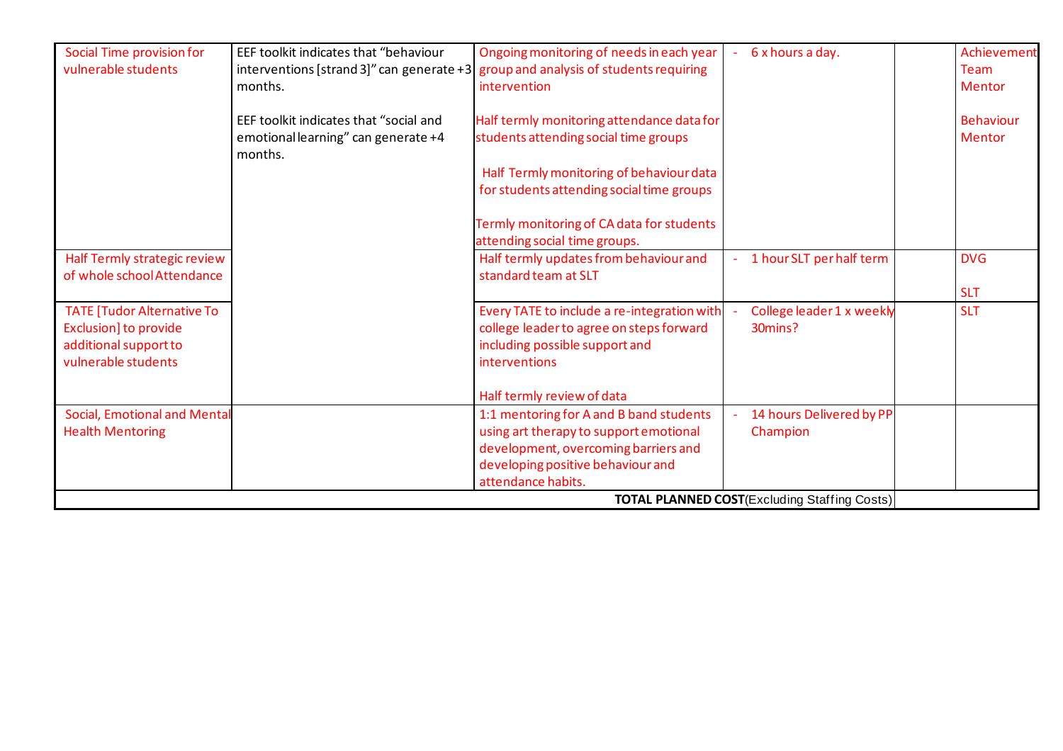| | | | | | |
|---|---|---|---|---|---|
| Social Time provision for vulnerable students | EEF toolkit indicates that "behaviour interventions [strand 3]" can generate +3 months.<br><br>EEF toolkit indicates that "social and emotional learning" can generate +4 months. | Ongoing monitoring of needs in each year group and analysis of students requiring intervention<br><br>Half termly monitoring attendance data for students attending social time groups<br><br>Half Termly monitoring of behaviour data for students attending social time groups<br><br>Termly monitoring of CA data for students attending social time groups. | - 6 x hours a day. | | Achievement Team Mentor<br><br>Behaviour Mentor |
| Half Termly strategic review of whole school Attendance | | Half termly updates from behaviour and standard team at SLT | - 1 hour SLT per half term | | DVG<br><br>SLT |
| TATE [Tudor Alternative To Exclusion] to provide additional support to vulnerable students | | Every TATE to include a re-integration with college leader to agree on steps forward including possible support and interventions<br><br>Half termly review of data | - College leader 1 x weekly 30mins? | | SLT |
| Social, Emotional and Mental Health Mentoring | | 1:1 mentoring for A and B band students using art therapy to support emotional development, overcoming barriers and developing positive behaviour and attendance habits. | - 14 hours Delivered by PP Champion | | |
| | | | **TOTAL PLANNED COST** (Excluding Staffing Costs) | | |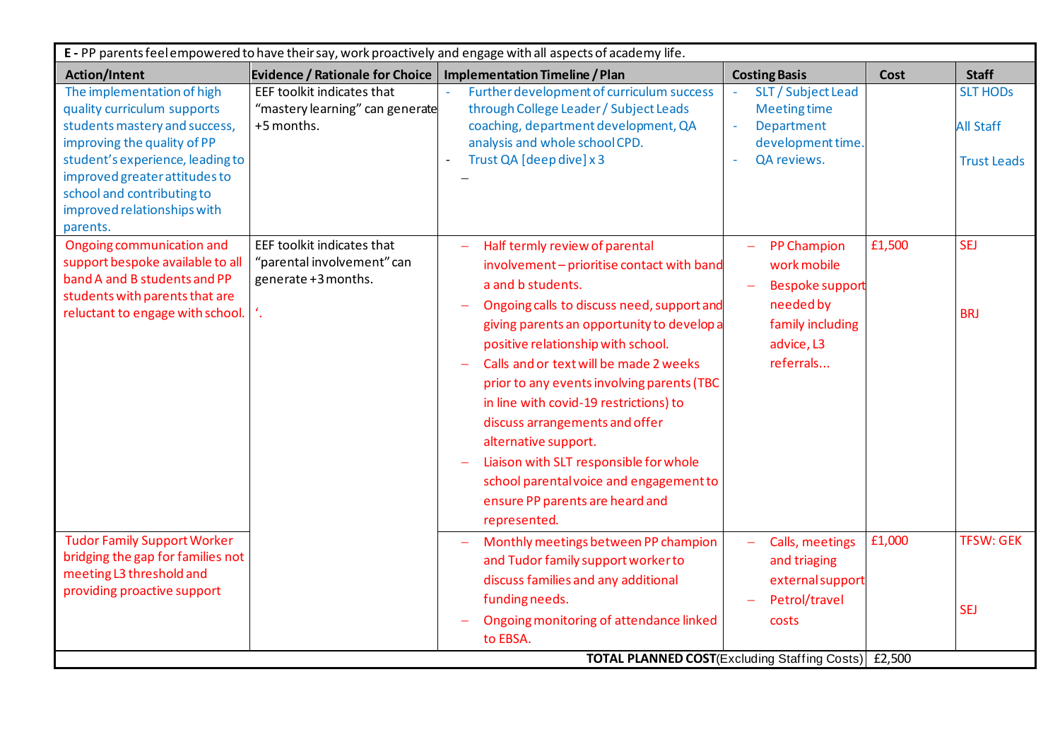| E - PP parents feel empowered to have their say, work proactively and engage with all aspects of academy life. | | | | | |
|---|---|---|---|---|---|
| **Action/Intent** | **Evidence / Rationale for Choice** | **Implementation Timeline / Plan** | **Costing Basis** | **Cost** | **Staff** |
| The implementation of high quality curriculum supports students mastery and success, improving the quality of PP student's experience, leading to improved greater attitudes to school and contributing to improved relationships with parents. | EEF toolkit indicates that "mastery learning" can generate +5 months. | - Further development of curriculum success through College Leader / Subject Leads coaching, department development, QA analysis and whole school CPD.<br>- Trust QA [deep dive] x 3<br>– | - SLT / Subject Lead Meeting time<br>- Department development time.<br>- QA reviews. | | SLT HODs<br><br>All Staff<br><br>Trust Leads |
| Ongoing communication and support bespoke available to all band A and B students and PP students with parents that are reluctant to engage with school. | EEF toolkit indicates that "parental involvement" can generate +3 months.<br><br>'. | – Half termly review of parental involvement – prioritise contact with band a and b students.<br>– Ongoing calls to discuss need, support and giving parents an opportunity to develop a positive relationship with school.<br>– Calls and or text will be made 2 weeks prior to any events involving parents (TBC in line with covid-19 restrictions) to discuss arrangements and offer alternative support.<br>– Liaison with SLT responsible for whole school parental voice and engagement to ensure PP parents are heard and represented. | – PP Champion work mobile<br>– Bespoke support needed by family including advice, L3 referrals... | £1,500 | SEJ<br><br>BRJ |
| Tudor Family Support Worker bridging the gap for families not meeting L3 threshold and providing proactive support | | – Monthly meetings between PP champion and Tudor family support worker to discuss families and any additional funding needs.<br>– Ongoing monitoring of attendance linked to EBSA. | – Calls, meetings and triaging external support<br>– Petrol/travel costs | £1,000 | TFSW: GEK<br><br>SEJ |
| | | | **TOTAL PLANNED COST** (Excluding Staffing Costs) | £2,500 | |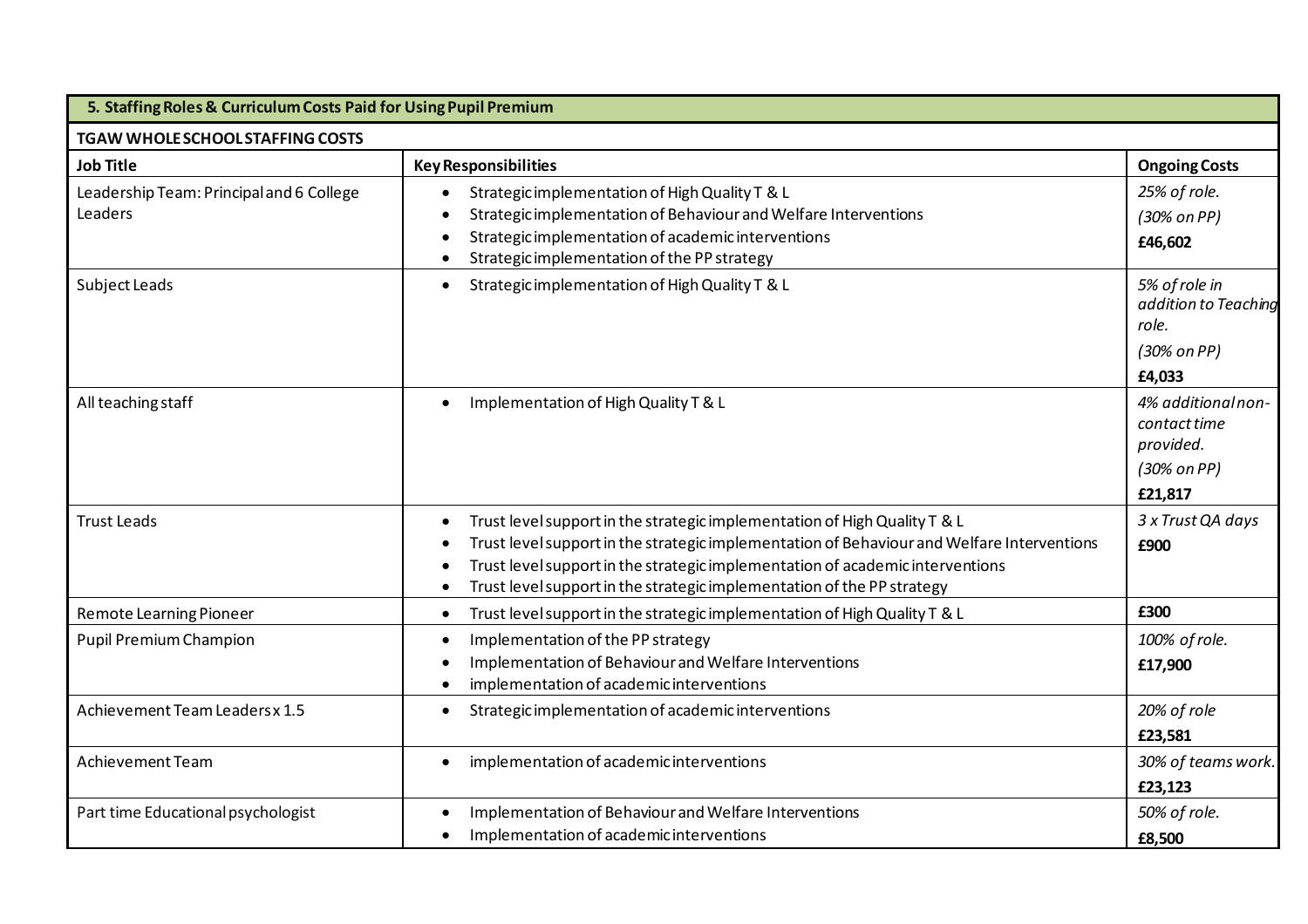| 5. Staffing Roles & Curriculum Costs Paid for Using Pupil Premium | | |
|---|---|---|
| **TGAW WHOLE SCHOOL STAFFING COSTS** | | |
| **Job Title** | **Key Responsibilities** | **Ongoing Costs** |
| Leadership Team: Principal and 6 College Leaders | • Strategic implementation of High Quality T & L<br>• Strategic implementation of Behaviour and Welfare Interventions<br>• Strategic implementation of academic interventions<br>• Strategic implementation of the PP strategy | *25% of role.*<br>*(30% on PP)*<br>**£46,602** |
| Subject Leads | • Strategic implementation of High Quality T & L | *5% of role in addition to Teaching role.*<br>*(30% on PP)*<br>**£4,033** |
| All teaching staff | • Implementation of High Quality T & L | *4% additional non-contact time provided.*<br>*(30% on PP)*<br>**£21,817** |
| Trust Leads | • Trust level support in the strategic implementation of High Quality T & L<br>• Trust level support in the strategic implementation of Behaviour and Welfare Interventions<br>• Trust level support in the strategic implementation of academic interventions<br>• Trust level support in the strategic implementation of the PP strategy | *3 x Trust QA days*<br>**£900** |
| Remote Learning Pioneer | • Trust level support in the strategic implementation of High Quality T & L | **£300** |
| Pupil Premium Champion | • Implementation of the PP strategy<br>• Implementation of Behaviour and Welfare Interventions<br>• implementation of academic interventions | *100% of role.*<br>**£17,900** |
| Achievement Team Leaders x 1.5 | • Strategic implementation of academic interventions | *20% of role*<br>**£23,581** |
| Achievement Team | • implementation of academic interventions | *30% of teams work.*<br>**£23,123** |
| Part time Educational psychologist | • Implementation of Behaviour and Welfare Interventions<br>• Implementation of academic interventions | *50% of role.*<br>**£8,500** |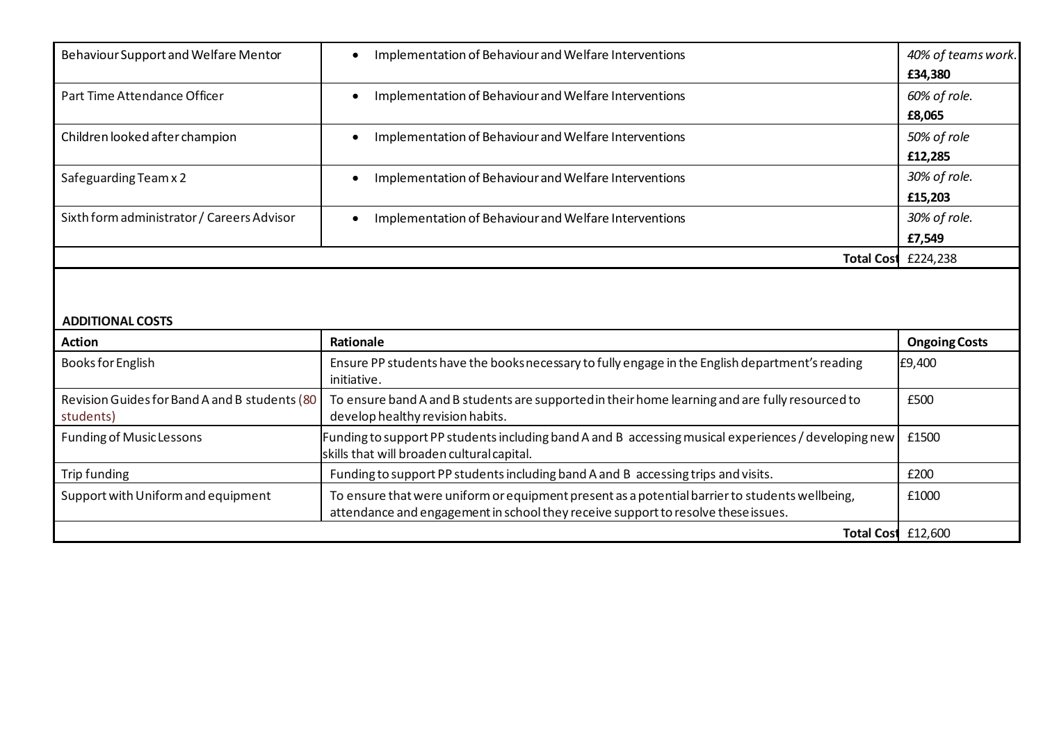| | | |
|---|---|---|
| Behaviour Support and Welfare Mentor | • Implementation of Behaviour and Welfare Interventions | *40% of teams work.* **£34,380** |
| Part Time Attendance Officer | • Implementation of Behaviour and Welfare Interventions | *60% of role.* **£8,065** |
| Children looked after champion | • Implementation of Behaviour and Welfare Interventions | *50% of role* **£12,285** |
| Safeguarding Team x 2 | • Implementation of Behaviour and Welfare Interventions | *30% of role.* **£15,203** |
| Sixth form administrator / Careers Advisor | • Implementation of Behaviour and Welfare Interventions | *30% of role.* **£7,549** |
| | **Total Cost** | £224,238 |

**ADDITIONAL COSTS**

| Action | Rationale | Ongoing Costs |
|---|---|---|
| Books for English | Ensure PP students have the books necessary to fully engage in the English department's reading initiative. | £9,400 |
| Revision Guides for Band A and B students (80 students) | To ensure band A and B students are supported in their home learning and are fully resourced to develop healthy revision habits. | £500 |
| Funding of Music Lessons | Funding to support PP students including band A and B accessing musical experiences / developing new skills that will broaden cultural capital. | £1500 |
| Trip funding | Funding to support PP students including band A and B accessing trips and visits. | £200 |
| Support with Uniform and equipment | To ensure that were uniform or equipment present as a potential barrier to students wellbeing, attendance and engagement in school they receive support to resolve these issues. | £1000 |
| | **Total Cost** | £12,600 |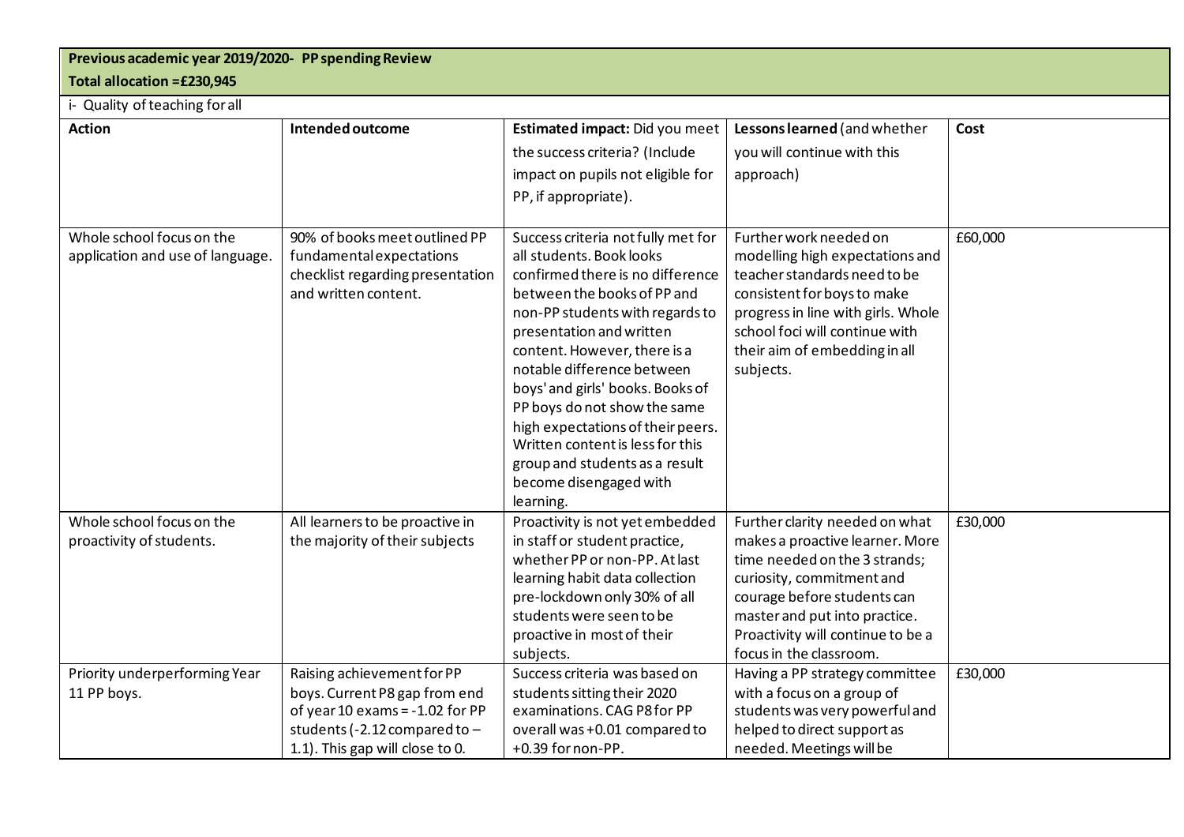**Previous academic year 2019/2020- PP spending Review**

**Total allocation =£230,945**

i- Quality of teaching for all

| Action | Intended outcome | Estimated impact: Did you meet the success criteria? (Include impact on pupils not eligible for PP, if appropriate). | Lessons learned (and whether you will continue with this approach) | Cost |
|---|---|---|---|---|
| Whole school focus on the application and use of language. | 90% of books meet outlined PP fundamental expectations checklist regarding presentation and written content. | Success criteria not fully met for all students. Book looks confirmed there is no difference between the books of PP and non-PP students with regards to presentation and written content. However, there is a notable difference between boys' and girls' books. Books of PP boys do not show the same high expectations of their peers. Written content is less for this group and students as a result become disengaged with learning. | Further work needed on modelling high expectations and teacher standards need to be consistent for boys to make progress in line with girls. Whole school foci will continue with their aim of embedding in all subjects. | £60,000 |
| Whole school focus on the proactivity of students. | All learners to be proactive in the majority of their subjects | Proactivity is not yet embedded in staff or student practice, whether PP or non-PP. At last learning habit data collection pre-lockdown only 30% of all students were seen to be proactive in most of their subjects. | Further clarity needed on what makes a proactive learner. More time needed on the 3 strands; curiosity, commitment and courage before students can master and put into practice. Proactivity will continue to be a focus in the classroom. | £30,000 |
| Priority underperforming Year 11 PP boys. | Raising achievement for PP boys. Current P8 gap from end of year 10 exams = -1.02 for PP students (-2.12 compared to – 1.1). This gap will close to 0. | Success criteria was based on students sitting their 2020 examinations. CAG P8 for PP overall was +0.01 compared to +0.39 for non-PP. | Having a PP strategy committee with a focus on a group of students was very powerful and helped to direct support as needed. Meetings will be | £30,000 |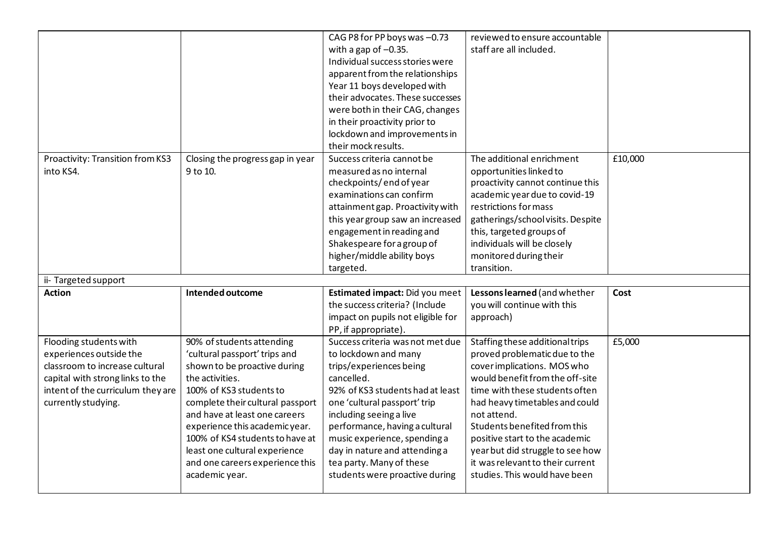| | | | | |
|---|---|---|---|---|
| | | CAG P8 for PP boys was –0.73 with a gap of –0.35. Individual success stories were apparent from the relationships Year 11 boys developed with their advocates. These successes were both in their CAG, changes in their proactivity prior to lockdown and improvements in their mock results. | reviewed to ensure accountable staff are all included. | |
| Proactivity: Transition from KS3 into KS4. | Closing the progress gap in year 9 to 10. | Success criteria cannot be measured as no internal checkpoints/ end of year examinations can confirm attainment gap. Proactivity with this year group saw an increased engagement in reading and Shakespeare for a group of higher/middle ability boys targeted. | The additional enrichment opportunities linked to proactivity cannot continue this academic year due to covid-19 restrictions for mass gatherings/school visits. Despite this, targeted groups of individuals will be closely monitored during their transition. | £10,000 |
| ii- Targeted support | | | | |
| **Action** | **Intended outcome** | **Estimated impact:** Did you meet the success criteria? (Include impact on pupils not eligible for PP, if appropriate). | **Lessons learned** (and whether you will continue with this approach) | **Cost** |
| Flooding students with experiences outside the classroom to increase cultural capital with strong links to the intent of the curriculum they are currently studying. | 90% of students attending 'cultural passport' trips and shown to be proactive during the activities.<br>100% of KS3 students to complete their cultural passport and have at least one careers experience this academic year.<br>100% of KS4 students to have at least one cultural experience and one careers experience this academic year. | Success criteria was not met due to lockdown and many trips/experiences being cancelled.<br>92% of KS3 students had at least one 'cultural passport' trip including seeing a live performance, having a cultural music experience, spending a day in nature and attending a tea party. Many of these students were proactive during | Staffing these additional trips proved problematic due to the cover implications. MOS who would benefit from the off-site time with these students often had heavy timetables and could not attend.<br>Students benefited from this positive start to the academic year but did struggle to see how it was relevant to their current studies. This would have been | £5,000 |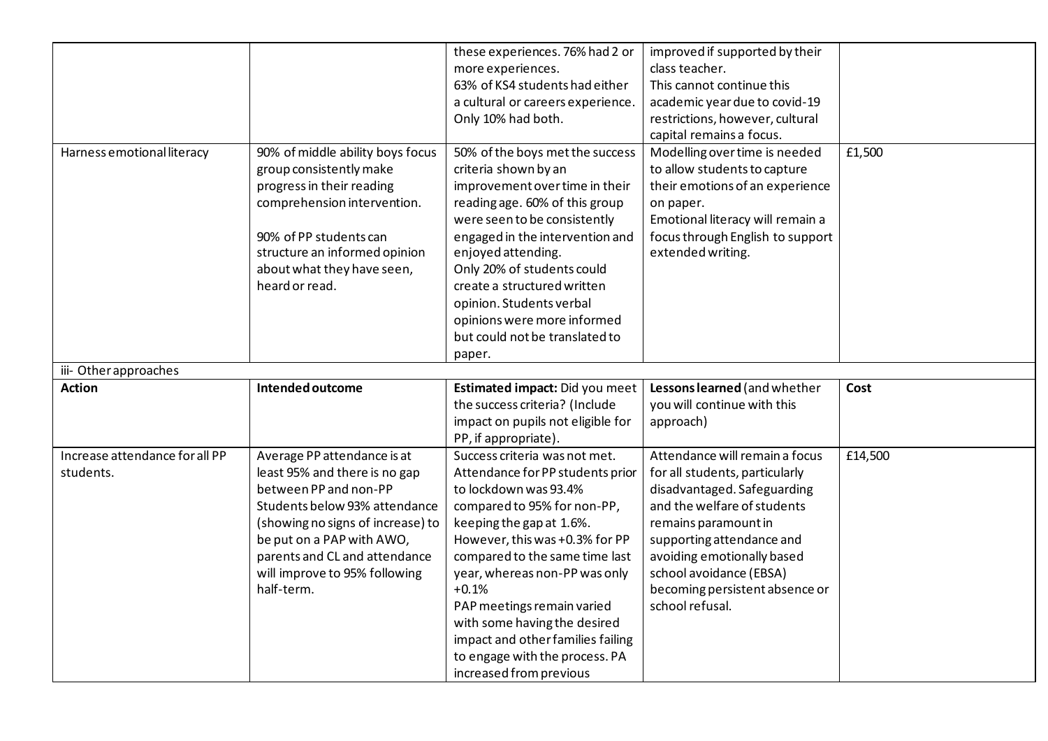| | | | | |
|---|---|---|---|---|
| | | these experiences. 76% had 2 or more experiences.<br>63% of KS4 students had either a cultural or careers experience. Only 10% had both. | improved if supported by their class teacher.<br>This cannot continue this academic year due to covid-19 restrictions, however, cultural capital remains a focus. | |
| Harness emotional literacy | 90% of middle ability boys focus group consistently make progress in their reading comprehension intervention.<br><br>90% of PP students can structure an informed opinion about what they have seen, heard or read. | 50% of the boys met the success criteria shown by an improvement over time in their reading age. 60% of this group were seen to be consistently engaged in the intervention and enjoyed attending.<br>Only 20% of students could create a structured written opinion. Students verbal opinions were more informed but could not be translated to paper. | Modelling over time is needed to allow students to capture their emotions of an experience on paper.<br>Emotional literacy will remain a focus through English to support extended writing. | £1,500 |
| iii- Other approaches | | | | |
| **Action** | **Intended outcome** | **Estimated impact:** Did you meet the success criteria? (Include impact on pupils not eligible for PP, if appropriate). | **Lessons learned** (and whether you will continue with this approach) | **Cost** |
| Increase attendance for all PP students. | Average PP attendance is at least 95% and there is no gap between PP and non-PP<br>Students below 93% attendance (showing no signs of increase) to be put on a PAP with AWO, parents and CL and attendance will improve to 95% following half-term. | Success criteria was not met. Attendance for PP students prior to lockdown was 93.4% compared to 95% for non-PP, keeping the gap at 1.6%.<br>However, this was +0.3% for PP compared to the same time last year, whereas non-PP was only +0.1%<br>PAP meetings remain varied with some having the desired impact and other families failing to engage with the process. PA increased from previous | Attendance will remain a focus for all students, particularly disadvantaged. Safeguarding and the welfare of students remains paramount in supporting attendance and avoiding emotionally based school avoidance (EBSA) becoming persistent absence or school refusal. | £14,500 |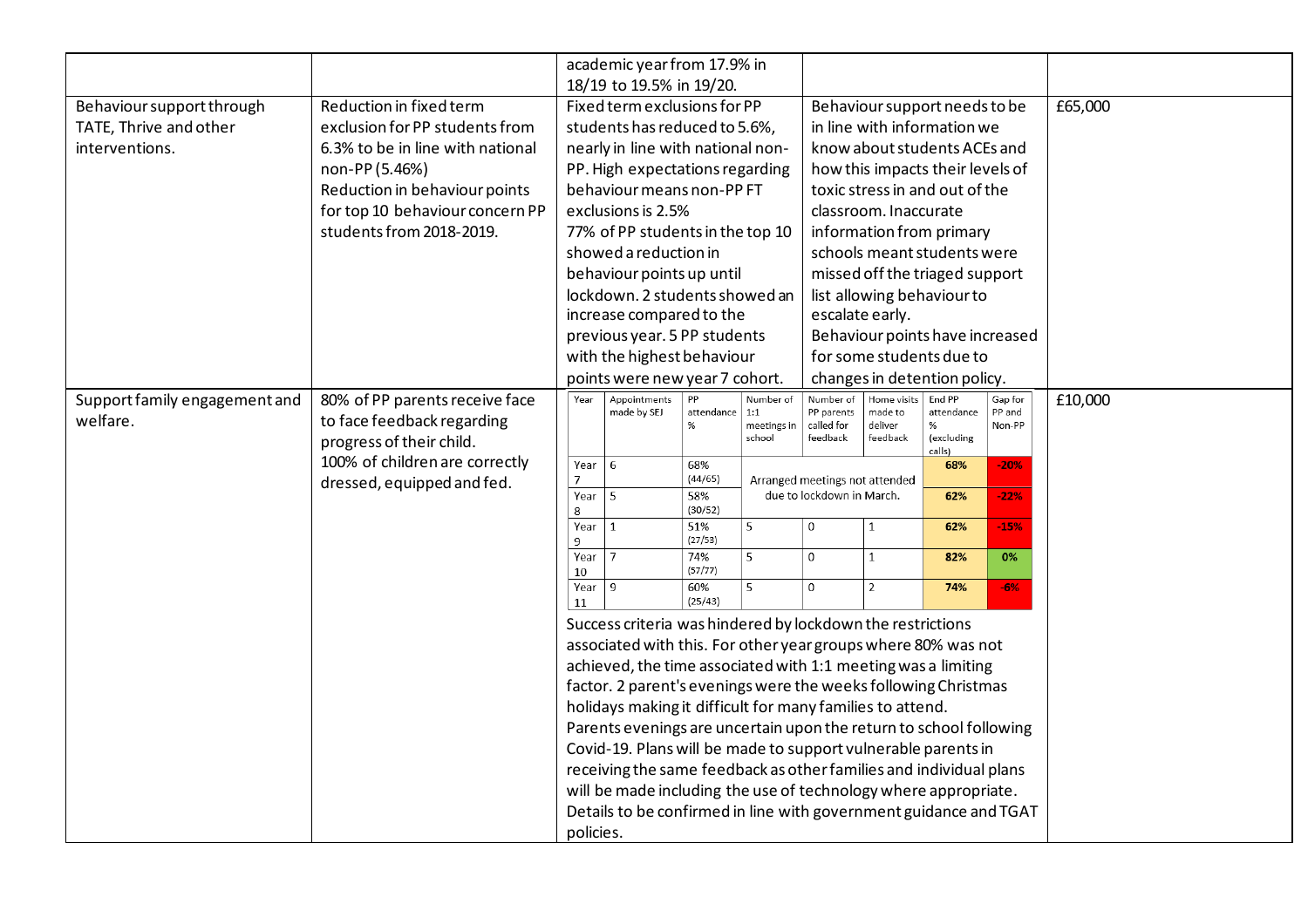| | | | | |
|---|---|---|---|---|
| | | academic year from 17.9% in 18/19 to 19.5% in 19/20. | | |
| Behaviour support through TATE, Thrive and other interventions. | Reduction in fixed term exclusion for PP students from 6.3% to be in line with national non-PP (5.46%)<br>Reduction in behaviour points for top 10 behaviour concern PP students from 2018-2019. | Fixed term exclusions for PP students has reduced to 5.6%, nearly in line with national non-PP. High expectations regarding behaviour means non-PP FT exclusions is 2.5%<br>77% of PP students in the top 10 showed a reduction in behaviour points up until lockdown. 2 students showed an increase compared to the previous year. 5 PP students with the highest behaviour points were new year 7 cohort. | Behaviour support needs to be in line with information we know about students ACEs and how this impacts their levels of toxic stress in and out of the classroom. Inaccurate information from primary schools meant students were missed off the triaged support list allowing behaviour to escalate early.<br>Behaviour points have increased for some students due to changes in detention policy. | £65,000 |
| Support family engagement and welfare. | 80% of PP parents receive face to face feedback regarding progress of their child.<br>100% of children are correctly dressed, equipped and fed. | See table below.<br>Success criteria was hindered by lockdown the restrictions associated with this. For other year groups where 80% was not achieved, the time associated with 1:1 meeting was a limiting factor. 2 parent's evenings were the weeks following Christmas holidays making it difficult for many families to attend.<br>Parents evenings are uncertain upon the return to school following Covid-19. Plans will be made to support vulnerable parents in receiving the same feedback as other families and individual plans will be made including the use of technology where appropriate. Details to be confirmed in line with government guidance and TGAT policies. | | £10,000 |

| Year | Appointments made by SEJ | PP attendance % | Number of 1:1 meetings in school | Number of PP parents called for feedback | Home visits made to deliver feedback | End PP attendance % (excluding calls) | Gap for PP and Non-PP |
|---|---|---|---|---|---|---|---|
| Year 7 | 6 | 68% (44/65) | Arranged meetings not attended due to lockdown in March. | | | 68% | -20% |
| Year 8 | 5 | 58% (30/52) | | | | 62% | -22% |
| Year 9 | 1 | 51% (27/53) | 5 | 0 | 1 | 62% | -15% |
| Year 10 | 7 | 74% (57/77) | 5 | 0 | 1 | 82% | 0% |
| Year 11 | 9 | 60% (25/43) | 5 | 0 | 2 | 74% | -6% |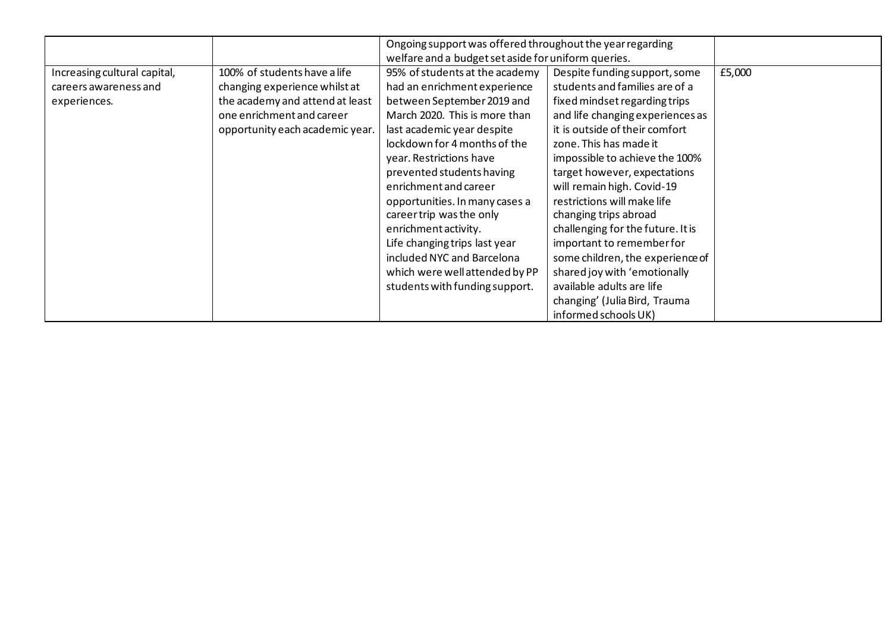| | | | | |
|---|---|---|---|---|
| | | Ongoing support was offered throughout the year regarding welfare and a budget set aside for uniform queries. | | |
| Increasing cultural capital, careers awareness and experiences. | 100% of students have a life changing experience whilst at the academy and attend at least one enrichment and career opportunity each academic year. | 95% of students at the academy had an enrichment experience between September 2019 and March 2020. This is more than last academic year despite lockdown for 4 months of the year. Restrictions have prevented students having enrichment and career opportunities. In many cases a career trip was the only enrichment activity.<br>Life changing trips last year included NYC and Barcelona which were well attended by PP students with funding support. | Despite funding support, some students and families are of a fixed mindset regarding trips and life changing experiences as it is outside of their comfort zone. This has made it impossible to achieve the 100% target however, expectations will remain high. Covid-19 restrictions will make life changing trips abroad challenging for the future. It is important to remember for some children, the experience of shared joy with 'emotionally available adults are life changing' (Julia Bird, Trauma informed schools UK) | £5,000 |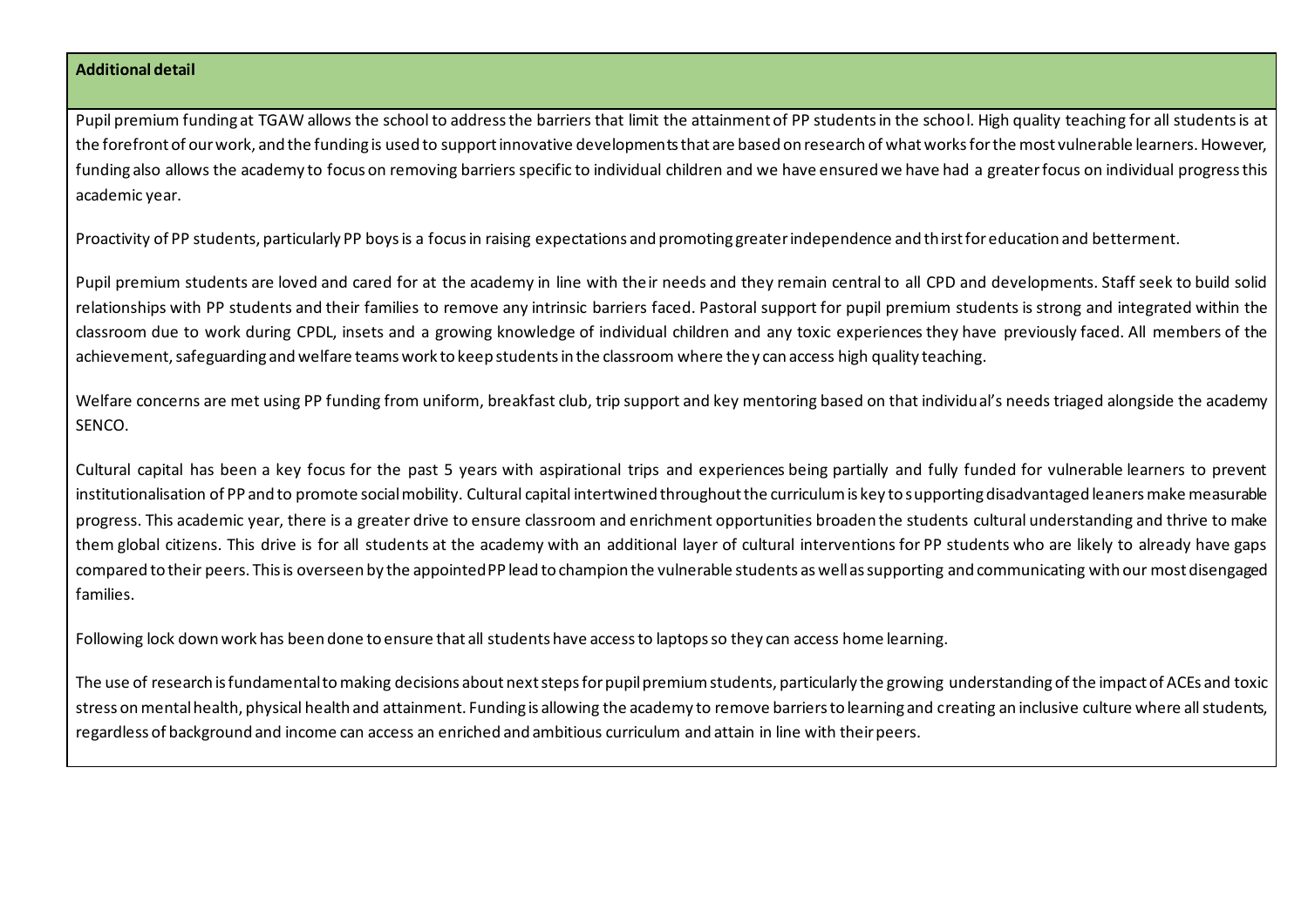**Additional detail**

Pupil premium funding at TGAW allows the school to address the barriers that limit the attainment of PP students in the school. High quality teaching for all students is at the forefront of our work, and the funding is used to support innovative developments that are based on research of what works for the most vulnerable learners. However, funding also allows the academy to focus on removing barriers specific to individual children and we have ensured we have had a greater focus on individual progress this academic year.

Proactivity of PP students, particularly PP boys is a focus in raising expectations and promoting greater independence and thirst for education and betterment.

Pupil premium students are loved and cared for at the academy in line with their needs and they remain central to all CPD and developments. Staff seek to build solid relationships with PP students and their families to remove any intrinsic barriers faced. Pastoral support for pupil premium students is strong and integrated within the classroom due to work during CPDL, insets and a growing knowledge of individual children and any toxic experiences they have previously faced. All members of the achievement, safeguarding and welfare teams work to keep students in the classroom where they can access high quality teaching.

Welfare concerns are met using PP funding from uniform, breakfast club, trip support and key mentoring based on that individual's needs triaged alongside the academy SENCO.

Cultural capital has been a key focus for the past 5 years with aspirational trips and experiences being partially and fully funded for vulnerable learners to prevent institutionalisation of PP and to promote social mobility. Cultural capital intertwined throughout the curriculum is key to supporting disadvantaged leaners make measurable progress. This academic year, there is a greater drive to ensure classroom and enrichment opportunities broaden the students cultural understanding and thrive to make them global citizens. This drive is for all students at the academy with an additional layer of cultural interventions for PP students who are likely to already have gaps compared to their peers. This is overseen by the appointed PP lead to champion the vulnerable students as well as supporting and communicating with our most disengaged families.

Following lock down work has been done to ensure that all students have access to laptops so they can access home learning.

The use of research is fundamental to making decisions about next steps for pupil premium students, particularly the growing understanding of the impact of ACEs and toxic stress on mental health, physical health and attainment. Funding is allowing the academy to remove barriers to learning and creating an inclusive culture where all students, regardless of background and income can access an enriched and ambitious curriculum and attain in line with their peers.